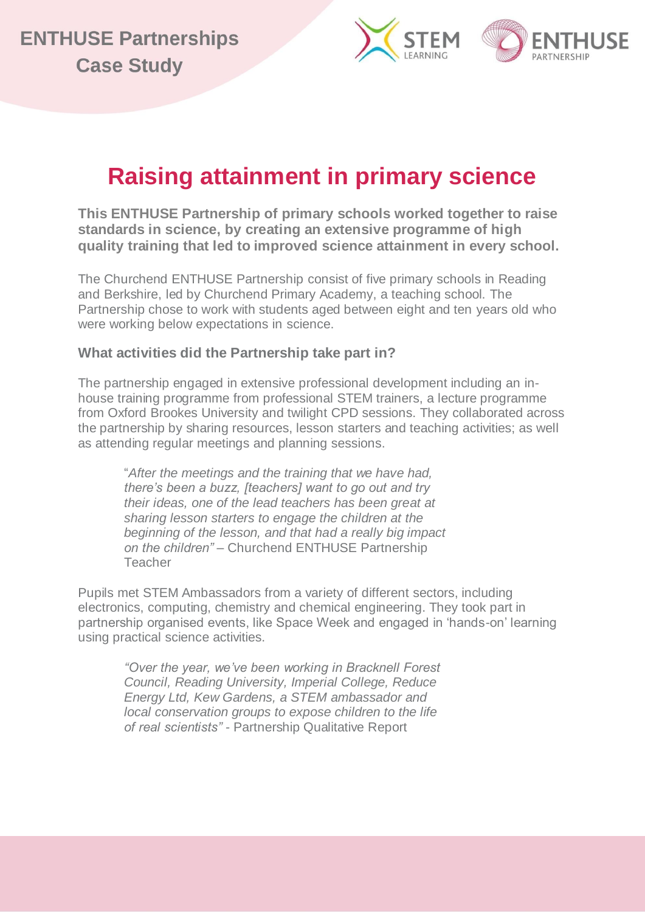ENTHUSE Partnerships Case Study

# Raising attainment in primary science

**This ENTHUSE Partnership of primary schools worked together to raise standards in science, by creating an extensive programme of high quality training that led to improved science attainment in every school.**

The Churchend ENTHUSE Partnership consist of five primary schools in Reading and Berkshire, led by Churchend Primary Academy, a teaching school. The Partnership chose to work with students aged between eight and ten years old who were working below expectations in science.

### What activities did the Partnership take part in?

The partnership engaged in extensive professional development including an in-house training programme from professional STEM trainers, a lecture programme from Oxford Brookes University and twilight CPD sessions. They collaborated across the partnership by sharing resources, lesson starters and teaching activities; as well as attending regular meetings and planning sessions.

> "*After the meetings and the training that we have had, there's been a buzz, [teachers] want to go out and try their ideas, one of the lead teachers has been great at sharing lesson starters to engage the children at the beginning of the lesson, and that had a really big impact on the children"* – Churchend ENTHUSE Partnership Teacher

Pupils met STEM Ambassadors from a variety of different sectors, including electronics, computing, chemistry and chemical engineering. They took part in partnership organised events, like Space Week and engaged in 'hands-on' learning using practical science activities.

> *"Over the year, we've been working in Bracknell Forest Council, Reading University, Imperial College, Reduce Energy Ltd, Kew Gardens, a STEM ambassador and local conservation groups to expose children to the life of real scientists"* - Partnership Qualitative Report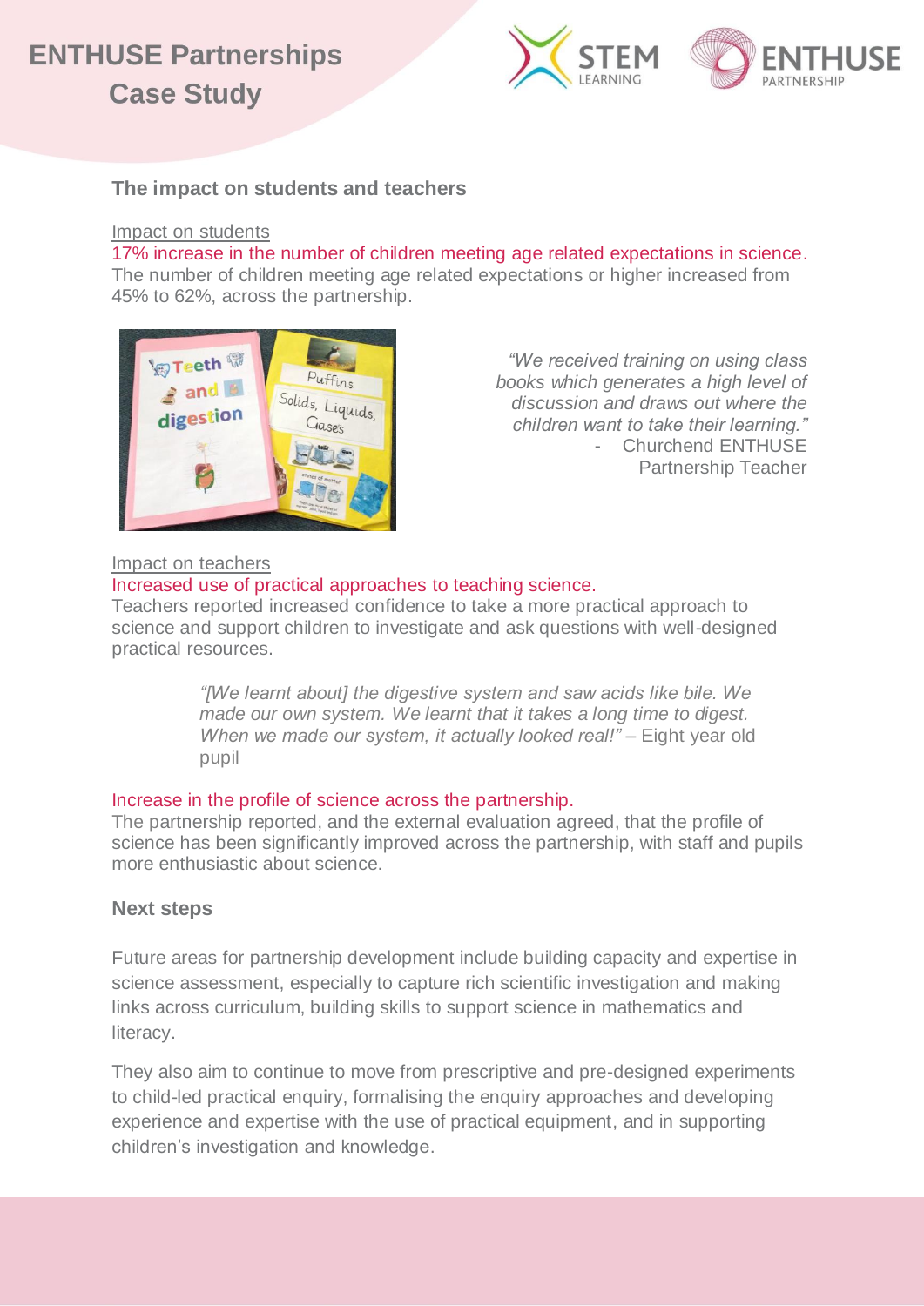# ENTHUSE Partnerships Case Study

## The impact on students and teachers

Impact on students

17% increase in the number of children meeting age related expectations in science.

The number of children meeting age related expectations or higher increased from 45% to 62%, across the partnership.

*"We received training on using class books which generates a high level of discussion and draws out where the children want to take their learning."*
- Churchend ENTHUSE Partnership Teacher

Impact on teachers

Increased use of practical approaches to teaching science.

Teachers reported increased confidence to take a more practical approach to science and support children to investigate and ask questions with well-designed practical resources.

> *"[We learnt about] the digestive system and saw acids like bile. We made our own system. We learnt that it takes a long time to digest. When we made our system, it actually looked real!"* – Eight year old pupil

Increase in the profile of science across the partnership.

The partnership reported, and the external evaluation agreed, that the profile of science has been significantly improved across the partnership, with staff and pupils more enthusiastic about science.

## Next steps

Future areas for partnership development include building capacity and expertise in science assessment, especially to capture rich scientific investigation and making links across curriculum, building skills to support science in mathematics and literacy.

They also aim to continue to move from prescriptive and pre-designed experiments to child-led practical enquiry, formalising the enquiry approaches and developing experience and expertise with the use of practical equipment, and in supporting children's investigation and knowledge.